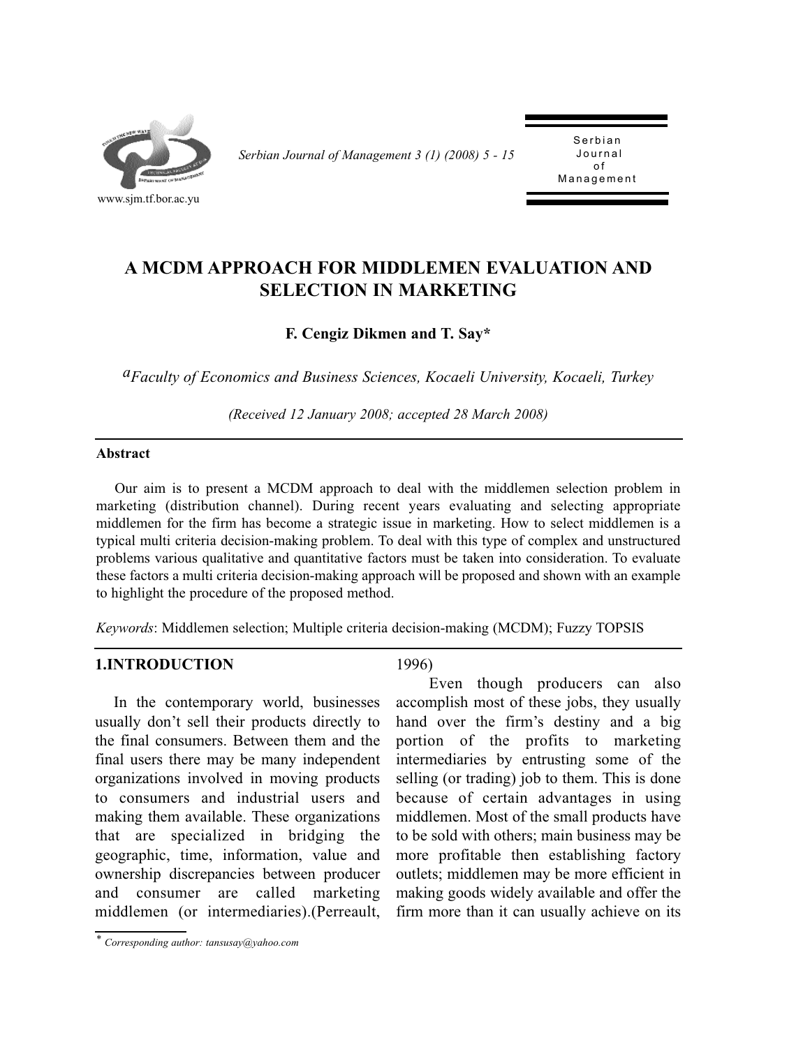# A MCDM APPROACH FOR MIDDLEMEN EVALUATION AND SELECTION IN MARKETING

**F. Cengiz Dikmen and T. Say***

[a]*Faculty of Economics and Business Sciences, Kocaeli University, Kocaeli, Turkey*

*(Received 12 January 2008; accepted 28 March 2008)*

**Abstract**

Our aim is to present a MCDM approach to deal with the middlemen selection problem in marketing (distribution channel). During recent years evaluating and selecting appropriate middlemen for the firm has become a strategic issue in marketing. How to select middlemen is a typical multi criteria decision-making problem. To deal with this type of complex and unstructured problems various qualitative and quantitative factors must be taken into consideration. To evaluate these factors a multi criteria decision-making approach will be proposed and shown with an example to highlight the procedure of the proposed method.

*Keywords*: Middlemen selection; Multiple criteria decision-making (MCDM); Fuzzy TOPSIS

## 1.INTRODUCTION

In the contemporary world, businesses usually don't sell their products directly to the final consumers. Between them and the final users there may be many independent organizations involved in moving products to consumers and industrial users and making them available. These organizations that are specialized in bridging the geographic, time, information, value and ownership discrepancies between producer and consumer are called marketing middlemen (or intermediaries).(Perreault, 1996)

Even though producers can also accomplish most of these jobs, they usually hand over the firm's destiny and a big portion of the profits to marketing intermediaries by entrusting some of the selling (or trading) job to them. This is done because of certain advantages in using middlemen. Most of the small products have to be sold with others; main business may be more profitable then establishing factory outlets; middlemen may be more efficient in making goods widely available and offer the firm more than it can usually achieve on its

* *Corresponding author: tansusay@yahoo.com*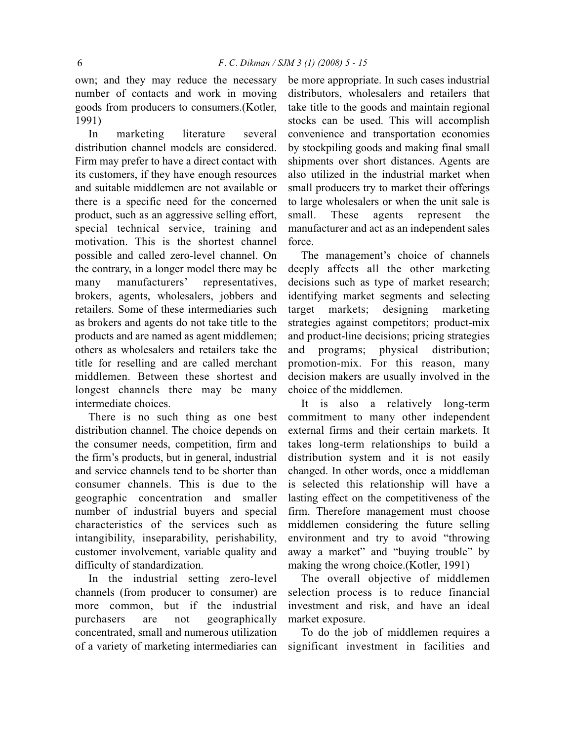own; and they may reduce the necessary number of contacts and work in moving goods from producers to consumers.(Kotler, 1991)

In marketing literature several distribution channel models are considered. Firm may prefer to have a direct contact with its customers, if they have enough resources and suitable middlemen are not available or there is a specific need for the concerned product, such as an aggressive selling effort, special technical service, training and motivation. This is the shortest channel possible and called zero-level channel. On the contrary, in a longer model there may be many manufacturers' representatives, brokers, agents, wholesalers, jobbers and retailers. Some of these intermediaries such as brokers and agents do not take title to the products and are named as agent middlemen; others as wholesalers and retailers take the title for reselling and are called merchant middlemen. Between these shortest and longest channels there may be many intermediate choices.

There is no such thing as one best distribution channel. The choice depends on the consumer needs, competition, firm and the firm's products, but in general, industrial and service channels tend to be shorter than consumer channels. This is due to the geographic concentration and smaller number of industrial buyers and special characteristics of the services such as intangibility, inseparability, perishability, customer involvement, variable quality and difficulty of standardization.

In the industrial setting zero-level channels (from producer to consumer) are more common, but if the industrial purchasers are not geographically concentrated, small and numerous utilization of a variety of marketing intermediaries can be more appropriate. In such cases industrial distributors, wholesalers and retailers that take title to the goods and maintain regional stocks can be used. This will accomplish convenience and transportation economies by stockpiling goods and making final small shipments over short distances. Agents are also utilized in the industrial market when small producers try to market their offerings to large wholesalers or when the unit sale is small. These agents represent the manufacturer and act as an independent sales force.

The management's choice of channels deeply affects all the other marketing decisions such as type of market research; identifying market segments and selecting target markets; designing marketing strategies against competitors; product-mix and product-line decisions; pricing strategies and programs; physical distribution; promotion-mix. For this reason, many decision makers are usually involved in the choice of the middlemen.

It is also a relatively long-term commitment to many other independent external firms and their certain markets. It takes long-term relationships to build a distribution system and it is not easily changed. In other words, once a middleman is selected this relationship will have a lasting effect on the competitiveness of the firm. Therefore management must choose middlemen considering the future selling environment and try to avoid "throwing away a market" and "buying trouble" by making the wrong choice.(Kotler, 1991)

The overall objective of middlemen selection process is to reduce financial investment and risk, and have an ideal market exposure.

To do the job of middlemen requires a significant investment in facilities and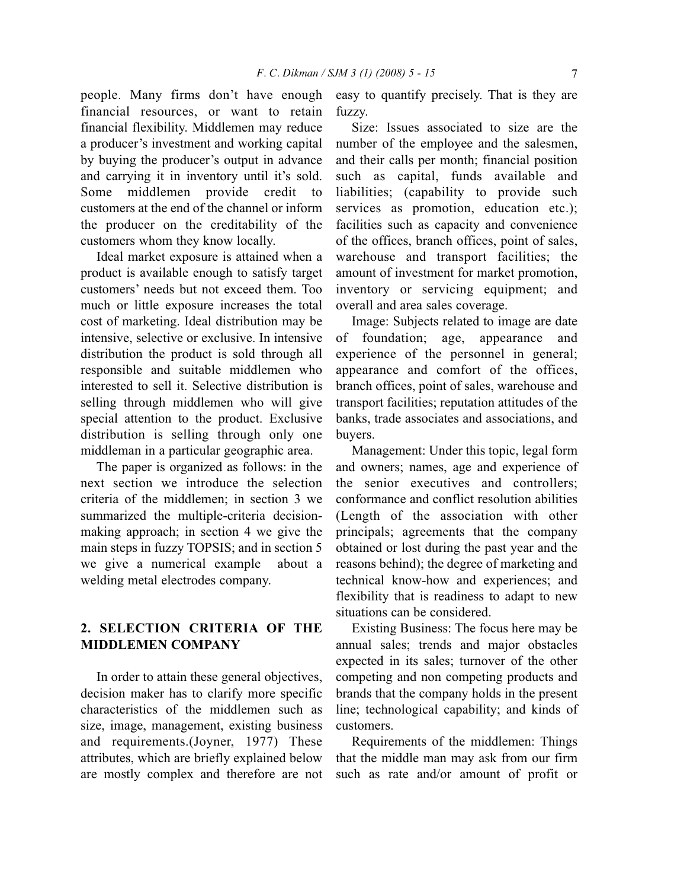people. Many firms don't have enough financial resources, or want to retain financial flexibility. Middlemen may reduce a producer's investment and working capital by buying the producer's output in advance and carrying it in inventory until it's sold. Some middlemen provide credit to customers at the end of the channel or inform the producer on the creditability of the customers whom they know locally.

Ideal market exposure is attained when a product is available enough to satisfy target customers' needs but not exceed them. Too much or little exposure increases the total cost of marketing. Ideal distribution may be intensive, selective or exclusive. In intensive distribution the product is sold through all responsible and suitable middlemen who interested to sell it. Selective distribution is selling through middlemen who will give special attention to the product. Exclusive distribution is selling through only one middleman in a particular geographic area.

The paper is organized as follows: in the next section we introduce the selection criteria of the middlemen; in section 3 we summarized the multiple-criteria decision-making approach; in section 4 we give the main steps in fuzzy TOPSIS; and in section 5 we give a numerical example about a welding metal electrodes company.

## 2. SELECTION CRITERIA OF THE MIDDLEMEN COMPANY

In order to attain these general objectives, decision maker has to clarify more specific characteristics of the middlemen such as size, image, management, existing business and requirements.(Joyner, 1977) These attributes, which are briefly explained below are mostly complex and therefore are not easy to quantify precisely. That is they are fuzzy.

Size: Issues associated to size are the number of the employee and the salesmen, and their calls per month; financial position such as capital, funds available and liabilities; (capability to provide such services as promotion, education etc.); facilities such as capacity and convenience of the offices, branch offices, point of sales, warehouse and transport facilities; the amount of investment for market promotion, inventory or servicing equipment; and overall and area sales coverage.

Image: Subjects related to image are date of foundation; age, appearance and experience of the personnel in general; appearance and comfort of the offices, branch offices, point of sales, warehouse and transport facilities; reputation attitudes of the banks, trade associates and associations, and buyers.

Management: Under this topic, legal form and owners; names, age and experience of the senior executives and controllers; conformance and conflict resolution abilities (Length of the association with other principals; agreements that the company obtained or lost during the past year and the reasons behind); the degree of marketing and technical know-how and experiences; and flexibility that is readiness to adapt to new situations can be considered.

Existing Business: The focus here may be annual sales; trends and major obstacles expected in its sales; turnover of the other competing and non competing products and brands that the company holds in the present line; technological capability; and kinds of customers.

Requirements of the middlemen: Things that the middle man may ask from our firm such as rate and/or amount of profit or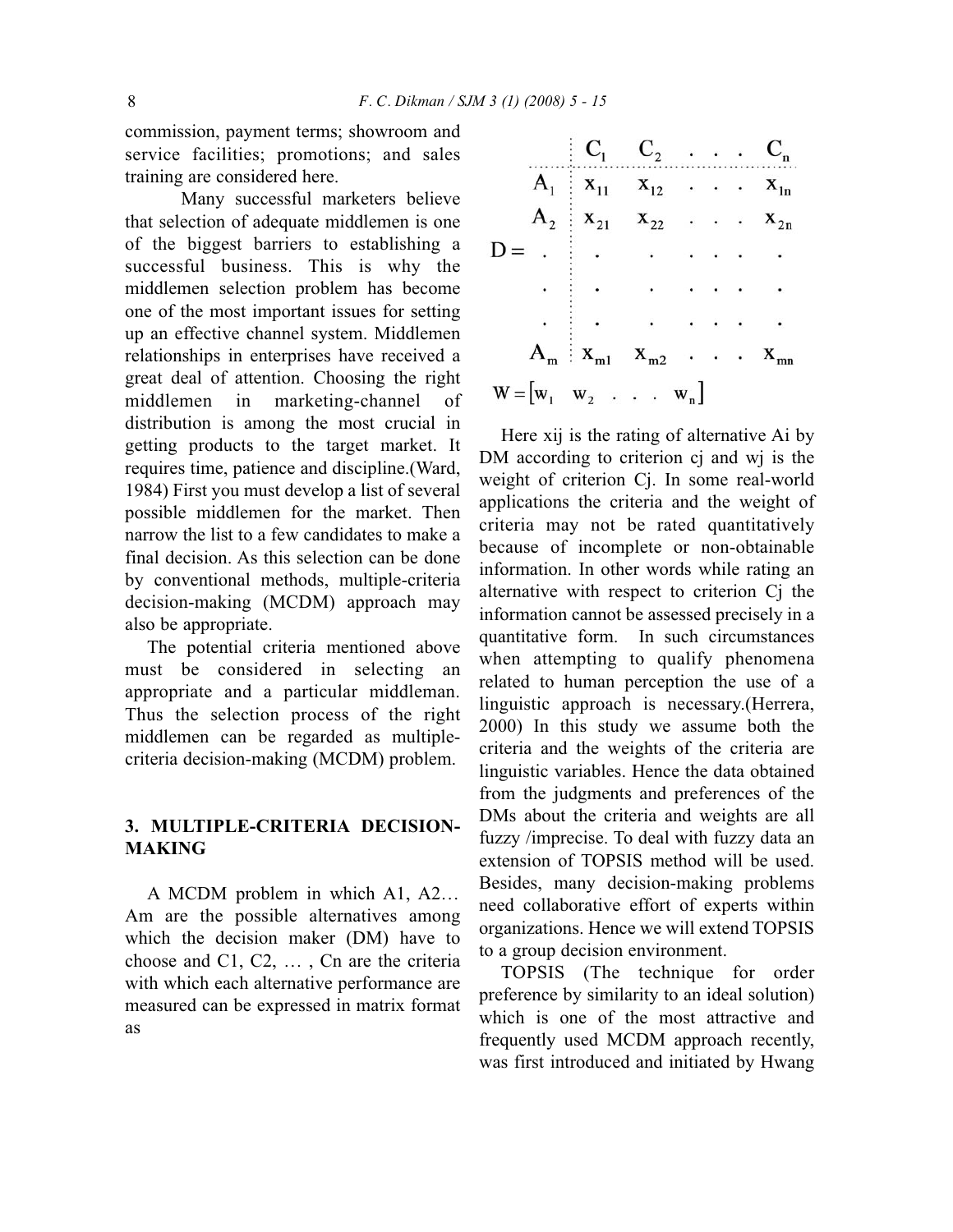commission, payment terms; showroom and service facilities; promotions; and sales training are considered here.

Many successful marketers believe that selection of adequate middlemen is one of the biggest barriers to establishing a successful business. This is why the middlemen selection problem has become one of the most important issues for setting up an effective channel system. Middlemen relationships in enterprises have received a great deal of attention. Choosing the right middlemen in marketing-channel of distribution is among the most crucial in getting products to the target market. It requires time, patience and discipline.(Ward, 1984) First you must develop a list of several possible middlemen for the market. Then narrow the list to a few candidates to make a final decision. As this selection can be done by conventional methods, multiple-criteria decision-making (MCDM) approach may also be appropriate.

The potential criteria mentioned above must be considered in selecting an appropriate and a particular middleman. Thus the selection process of the right middlemen can be regarded as multiple-criteria decision-making (MCDM) problem.

## 3. MULTIPLE-CRITERIA DECISION-MAKING

A MCDM problem in which A1, A2… Am are the possible alternatives among which the decision maker (DM) have to choose and C1, C2, … , Cn are the criteria with which each alternative performance are measured can be expressed in matrix format as

$$
D = \begin{array}{c} \\ A_1 \\ A_2 \\ \vdots \\ A_m \end{array}
\begin{array}{cccc} C_1 & C_2 & \cdots & C_n \\ x_{11} & x_{12} & \cdots & x_{1n} \\ x_{21} & x_{22} & \cdots & x_{2n} \\ \vdots & \vdots & \ddots & \vdots \\ x_{m1} & x_{m2} & \cdots & x_{mn} \end{array}
$$

$$
W = \begin{bmatrix} w_1 & w_2 & \cdots & w_n \end{bmatrix}
$$

Here xij is the rating of alternative Ai by DM according to criterion cj and wj is the weight of criterion Cj. In some real-world applications the criteria and the weight of criteria may not be rated quantitatively because of incomplete or non-obtainable information. In other words while rating an alternative with respect to criterion Cj the information cannot be assessed precisely in a quantitative form. In such circumstances when attempting to qualify phenomena related to human perception the use of a linguistic approach is necessary.(Herrera, 2000) In this study we assume both the criteria and the weights of the criteria are linguistic variables. Hence the data obtained from the judgments and preferences of the DMs about the criteria and weights are all fuzzy /imprecise. To deal with fuzzy data an extension of TOPSIS method will be used. Besides, many decision-making problems need collaborative effort of experts within organizations. Hence we will extend TOPSIS to a group decision environment.

TOPSIS (The technique for order preference by similarity to an ideal solution) which is one of the most attractive and frequently used MCDM approach recently, was first introduced and initiated by Hwang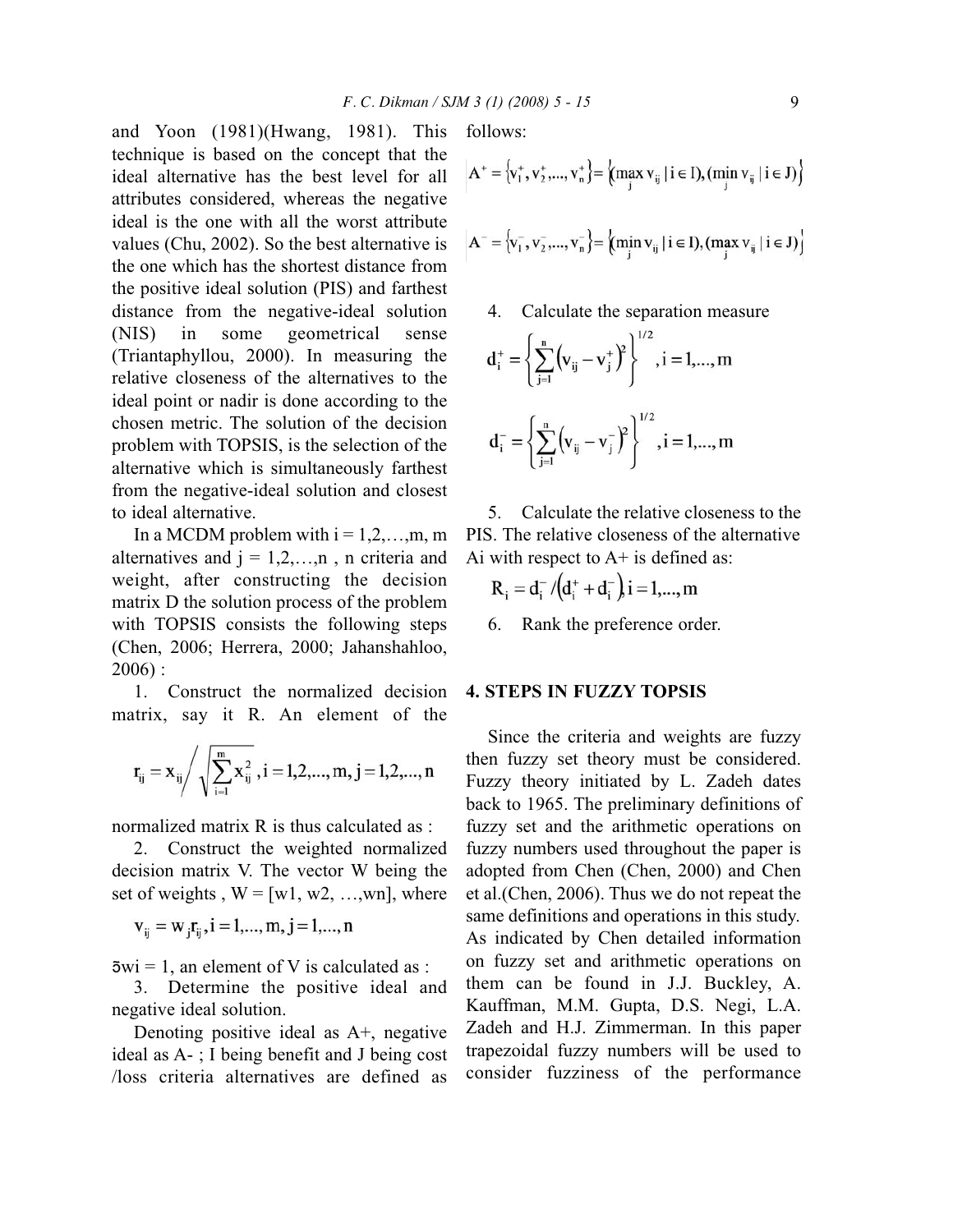and Yoon (1981)(Hwang, 1981). This technique is based on the concept that the ideal alternative has the best level for all attributes considered, whereas the negative ideal is the one with all the worst attribute values (Chu, 2002). So the best alternative is the one which has the shortest distance from the positive ideal solution (PIS) and farthest distance from the negative-ideal solution (NIS) in some geometrical sense (Triantaphyllou, 2000). In measuring the relative closeness of the alternatives to the ideal point or nadir is done according to the chosen metric. The solution of the decision problem with TOPSIS, is the selection of the alternative which is simultaneously farthest from the negative-ideal solution and closest to ideal alternative.

In a MCDM problem with i = 1,2,…,m, m alternatives and j = 1,2,…,n , n criteria and weight, after constructing the decision matrix D the solution process of the problem with TOPSIS consists the following steps (Chen, 2006; Herrera, 2000; Jahanshahloo, 2006) :

1. Construct the normalized decision matrix, say it R. An element of the

$$r_{ij} = x_{ij} \bigg/ \sqrt{\sum_{i=1}^{m} x_{ij}^2}\ , i = 1,2,...,m, j = 1,2,...,n$$

normalized matrix R is thus calculated as :

2. Construct the weighted normalized decision matrix V. The vector W being the set of weights , W = [w1, w2, …,wn], where

$$v_{ij} = w_j r_{ij}, i = 1,...,m, j = 1,...,n$$

ƽwi = 1, an element of V is calculated as :

3. Determine the positive ideal and negative ideal solution.

Denoting positive ideal as A+, negative ideal as A- ; I being benefit and J being cost /loss criteria alternatives are defined as follows:

$$A^+ = \{v_1^+, v_2^+, ..., v_n^+\} = \{(\max_j v_{ij} \mid i \in I), (\min_j v_{ij} \mid i \in J)\}$$

$$A^- = \{v_1^-, v_2^-, ..., v_n^-\} = \{(\min_j v_{ij} \mid i \in I), (\max_j v_{ij} \mid i \in J)\}$$

4. Calculate the separation measure

$$d_i^+ = \left\{ \sum_{j=1}^{n} \left(v_{ij} - v_j^+\right)^2 \right\}^{1/2}, i = 1,...,m$$

$$d_i^- = \left\{ \sum_{j=1}^{n} \left(v_{ij} - v_j^-\right)^2 \right\}^{1/2}, i = 1,...,m$$

5. Calculate the relative closeness to the PIS. The relative closeness of the alternative Ai with respect to A+ is defined as:

$$R_i = d_i^- / \left(d_i^+ + d_i^-\right), i = 1,...,m$$

6. Rank the preference order.

## 4. STEPS IN FUZZY TOPSIS

Since the criteria and weights are fuzzy then fuzzy set theory must be considered. Fuzzy theory initiated by L. Zadeh dates back to 1965. The preliminary definitions of fuzzy set and the arithmetic operations on fuzzy numbers used throughout the paper is adopted from Chen (Chen, 2000) and Chen et al.(Chen, 2006). Thus we do not repeat the same definitions and operations in this study. As indicated by Chen detailed information on fuzzy set and arithmetic operations on them can be found in J.J. Buckley, A. Kauffman, M.M. Gupta, D.S. Negi, L.A. Zadeh and H.J. Zimmerman. In this paper trapezoidal fuzzy numbers will be used to consider fuzziness of the performance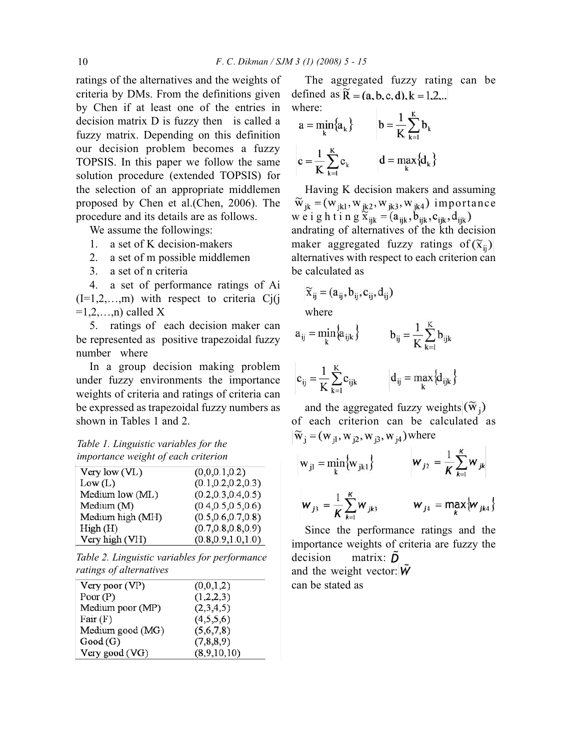ratings of the alternatives and the weights of criteria by DMs. From the definitions given by Chen if at least one of the entries in decision matrix D is fuzzy then is called a fuzzy matrix. Depending on this definition our decision problem becomes a fuzzy TOPSIS. In this paper we follow the same solution procedure (extended TOPSIS) for the selection of an appropriate middlemen proposed by Chen et al.(Chen, 2006). The procedure and its details are as follows.

We assume the followings:

1. a set of K decision-makers
2. a set of m possible middlemen
3. a set of n criteria
4. a set of performance ratings of Ai (I=1,2,…,m) with respect to criteria Cj(j =1,2,…,n) called X
5. ratings of each decision maker can be represented as positive trapezoidal fuzzy number where

In a group decision making problem under fuzzy environments the importance weights of criteria and ratings of criteria can be expressed as trapezoidal fuzzy numbers as shown in Tables 1 and 2.

*Table 1. Linguistic variables for the importance weight of each criterion*

| | |
|---|---|
| Very low (VL) | (0,0,0.1,0.2) |
| Low (L) | (0.1,0.2,0.2,0.3) |
| Medium low (ML) | (0.2,0.3,0.4,0.5) |
| Medium (M) | (0.4,0.5,0.5,0.6) |
| Medium high (MH) | (0.5,0.6,0.7,0.8) |
| High (H) | (0.7,0.8,0.8,0.9) |
| Very high (VH) | (0.8,0.9,1.0,1.0) |

*Table 2. Linguistic variables for performance ratings of alternatives*

| | |
|---|---|
| Very poor (VP) | (0,0,1,2) |
| Poor (P) | (1,2,2,3) |
| Medium poor (MP) | (2,3,4,5) |
| Fair (F) | (4,5,5,6) |
| Medium good (MG) | (5,6,7,8) |
| Good (G) | (7,8,8,9) |
| Very good (VG) | (8,9,10,10) |

The aggregated fuzzy rating can be defined as $\tilde{R} = (a, b, c, d), k = 1,2,..$ where:

$$a = \min_k \{a_k\} \qquad b = \frac{1}{K}\sum_{k=1}^{K} b_k$$

$$c = \frac{1}{K}\sum_{k=1}^{K} c_k \qquad d = \max_k \{d_k\}$$

Having K decision makers and assuming $\tilde{w}_{jk} = (w_{jk1}, w_{jk2}, w_{jk3}, w_{jk4})$ importance weighting $\tilde{x}_{ijk} = (a_{ijk}, b_{ijk}, c_{ijk}, d_{ijk})$ andrating of alternatives of the kth decision maker aggregated fuzzy ratings of $(\tilde{x}_{ij})$ alternatives with respect to each criterion can be calculated as

$$\tilde{x}_{ij} = (a_{ij}, b_{ij}, c_{ij}, d_{ij})$$

where

$$a_{ij} = \min_k \{a_{ijk}\} \qquad b_{ij} = \frac{1}{K}\sum_{k=1}^{K} b_{ijk}$$

$$c_{ij} = \frac{1}{K}\sum_{k=1}^{K} c_{ijk} \qquad d_{ij} = \max_k \{d_{ijk}\}$$

and the aggregated fuzzy weights $(\tilde{w}_j)$ of each criterion can be calculated as $\tilde{w}_j = (w_{j1}, w_{j2}, w_{j3}, w_{j4})$ where

$$w_{j1} = \min_k \{w_{jk1}\} \qquad w_{j2} = \frac{1}{K}\sum_{k=1}^{K} w_{jk}$$

$$w_{j3} = \frac{1}{K}\sum_{k=1}^{K} w_{jk3} \qquad w_{j4} = \max_k \{w_{jk4}\}$$

Since the performance ratings and the importance weights of criteria are fuzzy the decision matrix: $\tilde{D}$ and the weight vector: $\tilde{W}$ can be stated as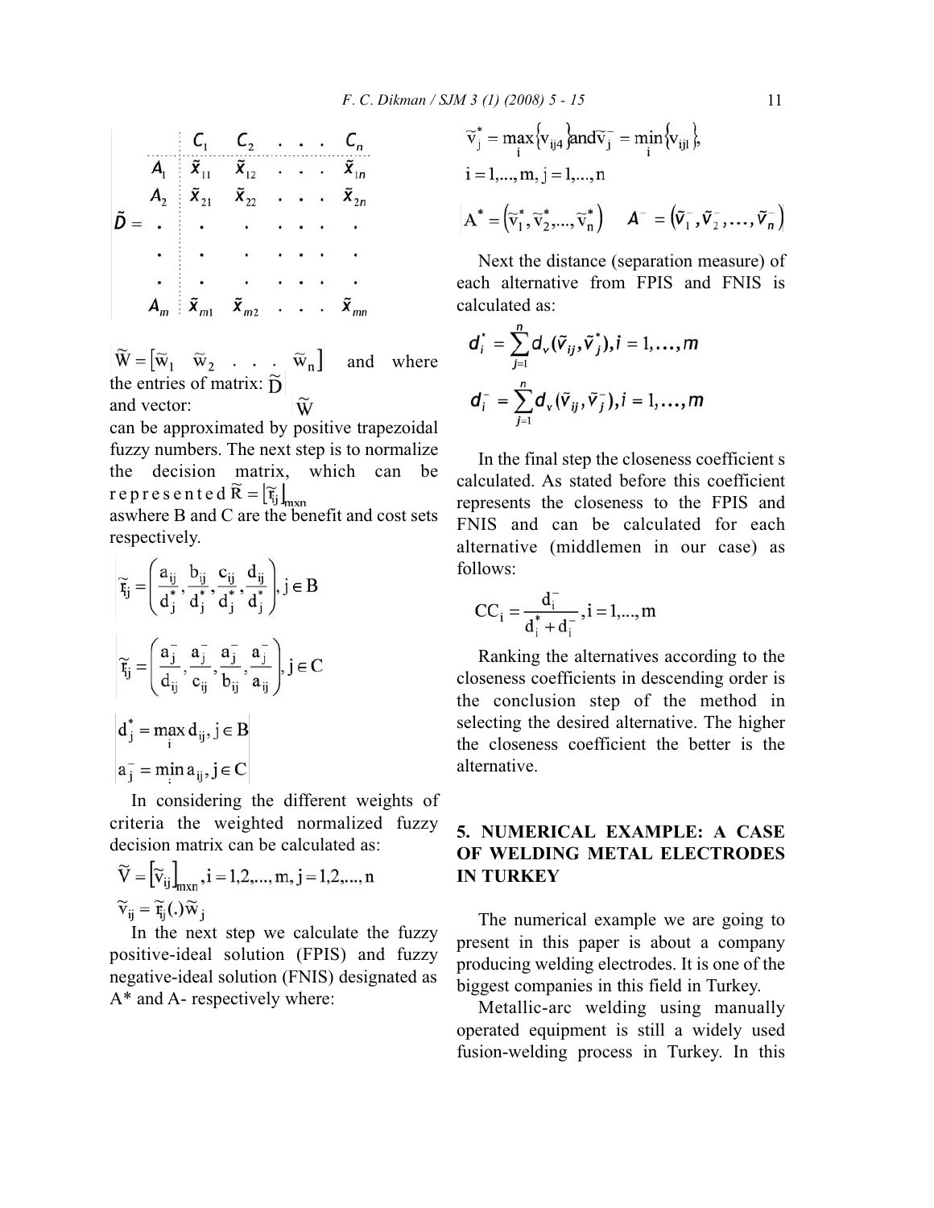$$\tilde{D} = \begin{array}{c|cccc} & C_1 & C_2 & \cdots & C_n \\ A_1 & \tilde{x}_{11} & \tilde{x}_{12} & \cdots & \tilde{x}_{1n} \\ A_2 & \tilde{x}_{21} & \tilde{x}_{22} & \cdots & \tilde{x}_{2n} \\ \cdot & \cdot & \cdot & \cdots & \cdot \\ \cdot & \cdot & \cdot & \cdots & \cdot \\ \cdot & \cdot & \cdot & \cdots & \cdot \\ A_m & \tilde{x}_{m1} & \tilde{x}_{m2} & \cdots & \tilde{x}_{mn} \end{array}$$

$\tilde{W} = [\tilde{w}_1 \quad \tilde{w}_2 \quad . \quad . \quad . \quad \tilde{w}_n]$ and where the entries of matrix: $\tilde{D}$ and vector: $\tilde{W}$ can be approximated by positive trapezoidal fuzzy numbers. The next step is to normalize the decision matrix, which can be represented $\tilde{R} = [\tilde{r}_{ij}]_{mxn}$ aswhere B and C are the benefit and cost sets respectively.

$$\tilde{r}_{ij} = \left( \frac{a_{ij}}{d_j^*}, \frac{b_{ij}}{d_j^*}, \frac{c_{ij}}{d_j^*}, \frac{d_{ij}}{d_j^*} \right), j \in B$$

$$\tilde{r}_{ij} = \left( \frac{a_j^-}{d_{ij}}, \frac{a_j^-}{c_{ij}}, \frac{a_j^-}{b_{ij}}, \frac{a_j^-}{a_{ij}} \right), j \in C$$

$$d_j^* = \max_i d_{ij}, j \in B$$

$$a_j^- = \min_i a_{ij}, j \in C$$

In considering the different weights of criteria the weighted normalized fuzzy decision matrix can be calculated as:

$$\tilde{V} = [\tilde{v}_{ij}]_{mxn}, i = 1,2,\ldots,m, j = 1,2,\ldots,n$$

$$\tilde{v}_{ij} = \tilde{r}_{ij}(.)\tilde{w}_j$$

In the next step we calculate the fuzzy positive-ideal solution (FPIS) and fuzzy negative-ideal solution (FNIS) designated as A* and A- respectively where:

$$\tilde{v}_j^* = \max_i \{v_{ij4}\} \text{and} \tilde{v}_j^- = \min_i \{v_{ij1}\},$$

$$i = 1,\ldots,m, j = 1,\ldots,n$$

$$A^* = (\tilde{v}_1^*, \tilde{v}_2^*, \ldots, \tilde{v}_n^*) \qquad A^- = (\tilde{v}_1^-, \tilde{v}_2^-, \ldots, \tilde{v}_n^-)$$

Next the distance (separation measure) of each alternative from FPIS and FNIS is calculated as:

$$d_i^* = \sum_{j=1}^{n} d_v(\tilde{v}_{ij}, \tilde{v}_j^*), i = 1,\ldots,m$$

$$d_i^- = \sum_{j=1}^{n} d_v(\tilde{v}_{ij}, \tilde{v}_j^-), i = 1,\ldots,m$$

In the final step the closeness coefficient s calculated. As stated before this coefficient represents the closeness to the FPIS and FNIS and can be calculated for each alternative (middlemen in our case) as follows:

$$CC_i = \frac{d_i^-}{d_i^* + d_i^-}, i = 1,\ldots,m$$

Ranking the alternatives according to the closeness coefficients in descending order is the conclusion step of the method in selecting the desired alternative. The higher the closeness coefficient the better is the alternative.

## 5. NUMERICAL EXAMPLE: A CASE OF WELDING METAL ELECTRODES IN TURKEY

The numerical example we are going to present in this paper is about a company producing welding electrodes. It is one of the biggest companies in this field in Turkey.

Metallic-arc welding using manually operated equipment is still a widely used fusion-welding process in Turkey. In this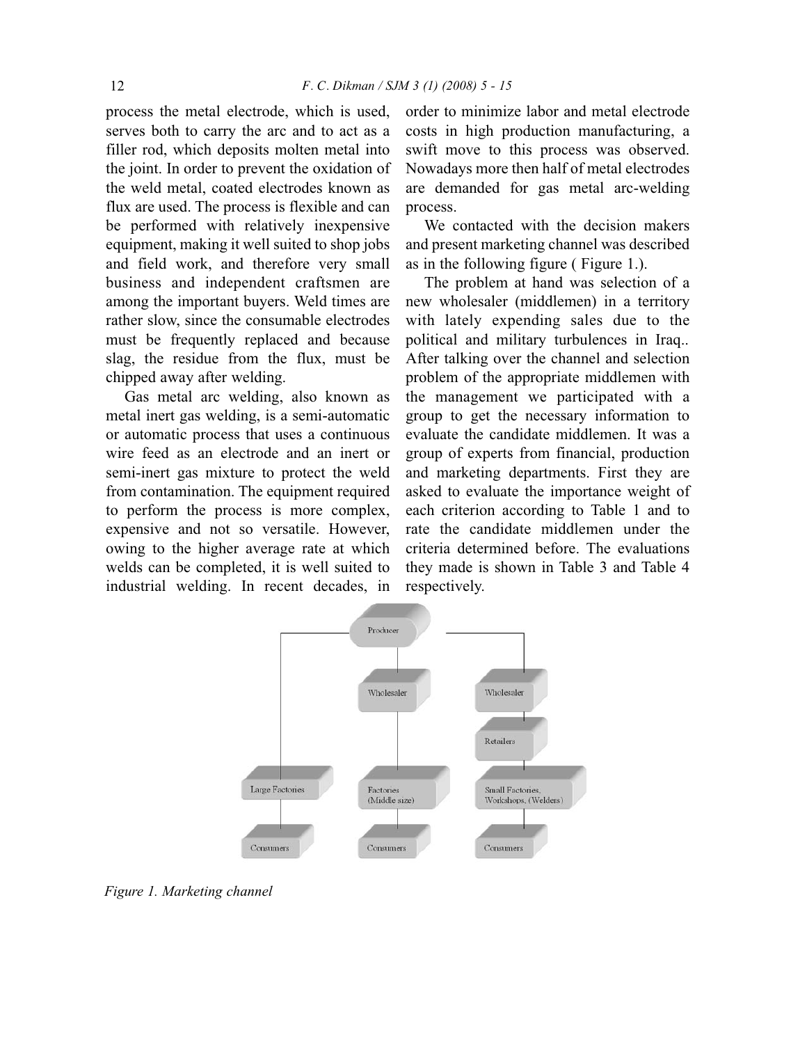process the metal electrode, which is used, serves both to carry the arc and to act as a filler rod, which deposits molten metal into the joint. In order to prevent the oxidation of the weld metal, coated electrodes known as flux are used. The process is flexible and can be performed with relatively inexpensive equipment, making it well suited to shop jobs and field work, and therefore very small business and independent craftsmen are among the important buyers. Weld times are rather slow, since the consumable electrodes must be frequently replaced and because slag, the residue from the flux, must be chipped away after welding.

Gas metal arc welding, also known as metal inert gas welding, is a semi-automatic or automatic process that uses a continuous wire feed as an electrode and an inert or semi-inert gas mixture to protect the weld from contamination. The equipment required to perform the process is more complex, expensive and not so versatile. However, owing to the higher average rate at which welds can be completed, it is well suited to industrial welding. In recent decades, in order to minimize labor and metal electrode costs in high production manufacturing, a swift move to this process was observed. Nowadays more then half of metal electrodes are demanded for gas metal arc-welding process.

We contacted with the decision makers and present marketing channel was described as in the following figure ( Figure 1.).

The problem at hand was selection of a new wholesaler (middlemen) in a territory with lately expending sales due to the political and military turbulences in Iraq.. After talking over the channel and selection problem of the appropriate middlemen with the management we participated with a group to get the necessary information to evaluate the candidate middlemen. It was a group of experts from financial, production and marketing departments. First they are asked to evaluate the importance weight of each criterion according to Table 1 and to rate the candidate middlemen under the criteria determined before. The evaluations they made is shown in Table 3 and Table 4 respectively.

*Figure 1. Marketing channel*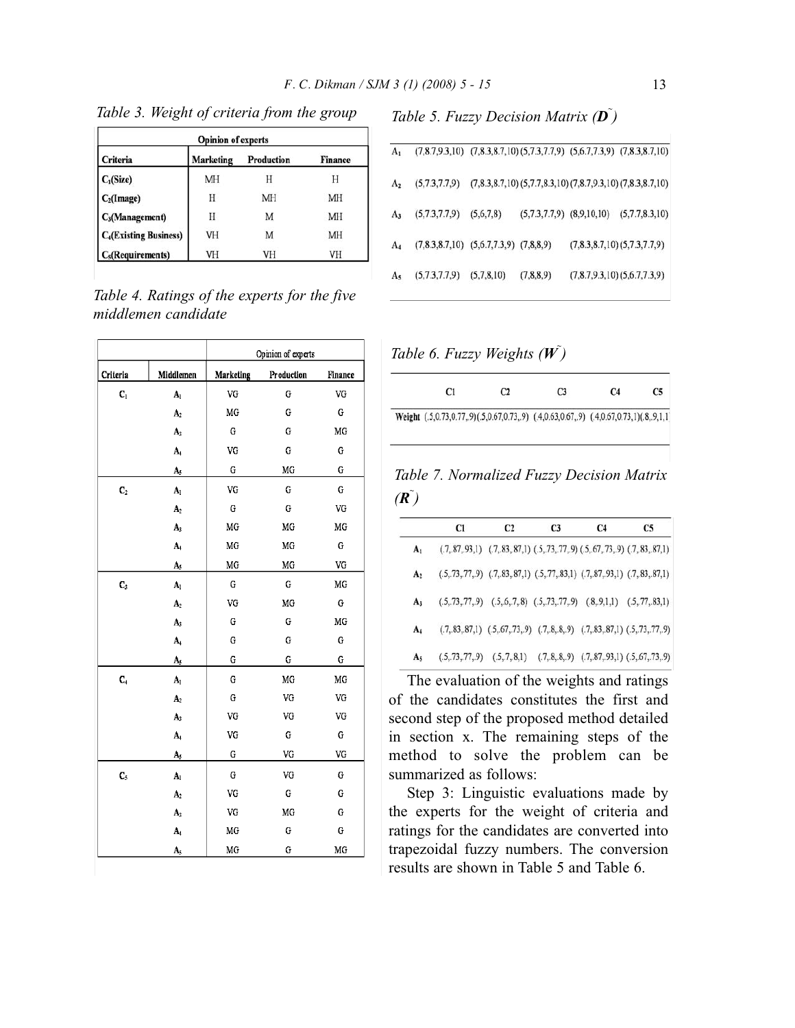*Table 3. Weight of criteria from the group*

| Criteria | Opinion of experts | | |
|---|---|---|---|
| | Marketing | Production | Finance |
| $C_1$(Size) | MH | H | H |
| $C_2$(Image) | H | MH | MH |
| $C_3$(Management) | H | M | MH |
| $C_4$(Existing Business) | VH | M | MH |
| $C_5$(Requirements) | VH | VH | VH |

*Table 4. Ratings of the experts for the five middlemen candidate*

| Criteria | Middlemen | Opinion of experts | | |
|---|---|---|---|---|
| | | Marketing | Production | Finance |
| $C_1$ | $A_1$ | VG | G | VG |
| | $A_2$ | MG | G | G |
| | $A_3$ | G | G | MG |
| | $A_4$ | VG | G | G |
| | $A_5$ | G | MG | G |
| $C_2$ | $A_1$ | VG | G | G |
| | $A_2$ | G | G | VG |
| | $A_3$ | MG | MG | MG |
| | $A_4$ | MG | MG | G |
| | $A_5$ | MG | MG | VG |
| $C_3$ | $A_1$ | G | G | MG |
| | $A_2$ | VG | MG | G |
| | $A_3$ | G | G | MG |
| | $A_4$ | G | G | G |
| | $A_5$ | G | G | G |
| $C_4$ | $A_1$ | G | MG | MG |
| | $A_2$ | G | VG | VG |
| | $A_3$ | VG | VG | VG |
| | $A_4$ | VG | G | G |
| | $A_5$ | G | VG | VG |
| $C_5$ | $A_1$ | G | VG | G |
| | $A_2$ | VG | G | G |
| | $A_3$ | VG | MG | G |
| | $A_4$ | MG | G | G |
| | $A_5$ | MG | G | MG |

*Table 5. Fuzzy Decision Matrix ($\tilde{D}$)*

| | | | | | |
|---|---|---|---|---|---|
| $A_1$ | (7,8.7,9.3,10) | (7,8.3,8.7,10) | (5,7.3,7.7,9) | (5,6.7,7.3,9) | (7,8.3,8.7,10) |
| $A_2$ | (5,7.3,7.7,9) | (7,8.3,8.7,10) | (5,7.7,8.3,10) | (7,8.7,9.3,10) | (7,8.3,8.7,10) |
| $A_3$ | (5,7.3,7.7,9) | (5,6,7,8) | (5,7.3,7.7,9) | (8,9,10,10) | (5,7.7,8.3,10) |
| $A_4$ | (7,8.3,8.7,10) | (5,6.7,7.3,9) | (7,8,8,9) | (7,8.3,8.7,10) | (5,7.3,7.7,9) |
| $A_5$ | (5,7.3,7.7,9) | (5,7,8,10) | (7,8,8,9) | (7,8.7,9.3,10) | (5,6.7,7.3,9) |

*Table 6. Fuzzy Weights ($\tilde{W}$)*

| | C1 | C2 | C3 | C4 | C5 |
|---|---|---|---|---|---|
| Weight | (.5,0.73,0.77,.9) | (.5,0.67,0.73,.9) | (.4,0,0.63,0.67,.9) | (.4,0,0.67,0.73,1) | (.8,.9,1,1 |

*Table 7. Normalized Fuzzy Decision Matrix ($\tilde{R}$)*

| | C1 | C2 | C3 | C4 | C5 |
|---|---|---|---|---|---|
| $A_1$ | (.7,.87,.93,1) | (.7,.83,.87,1) | (.5,.73,.77,.9) | (.5,.67,.73,.9) | (.7,.83,.87,1) |
| $A_2$ | (.5,.73,.77,.9) | (.7,.83,.87,1) | (.5,.77,.83,1) | (.7,.87,.93,1) | (.7,.83,.87,1) |
| $A_3$ | (.5,.73,.77,.9) | (.5,.6,.7,.8) | (.5,.73,.77,.9) | (.8,.9,1,1) | (.5,.77,.83,1) |
| $A_4$ | (.7,.83,.87,1) | (.5,.67,.73,.9) | (.7,.8,.8,.9) | (.7,.83,.87,1) | (.5,.73,.77,.9) |
| $A_5$ | (.5,.73,.77,.9) | (.5,.7,.8,1) | (.7,.8,.8,.9) | (.7,.87,.93,1) | (.5,.67,.73,.9) |

The evaluation of the weights and ratings of the candidates constitutes the first and second step of the proposed method detailed in section x. The remaining steps of the method to solve the problem can be summarized as follows:

Step 3: Linguistic evaluations made by the experts for the weight of criteria and ratings for the candidates are converted into trapezoidal fuzzy numbers. The conversion results are shown in Table 5 and Table 6.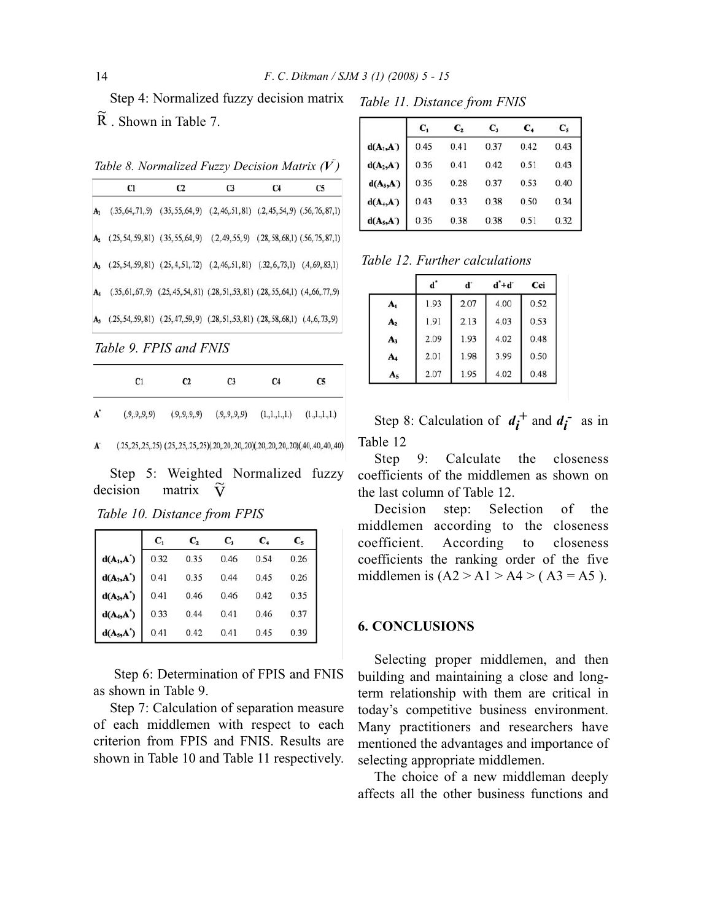Step 4: Normalized fuzzy decision matrix $\tilde{R}$ . Shown in Table 7.

*Table 8. Normalized Fuzzy Decision Matrix ($\tilde{V}$)*

| | C1 | C2 | C3 | C4 | C5 |
|---|---|---|---|---|---|
| $A_1$ | (.35,.64,.71,.9) | (.35,.55,.64,.9) | (.2,.46,.51,.81) | (.2,.45,.54,.9) | (.56,.76,.87,1) |
| $A_2$ | (.25,.54,.59,.81) | (.35,.55,.64,.9) | (.2,.49,.55,.9) | (.28,.58,.68,1) | (.56,.75,.87,1) |
| $A_3$ | (.25,.54,.59,.81) | (.25,.4,.51,.72) | (.2,.46,.51,.81) | (.32,.6,.73,1) | (.4,.69,.83,1) |
| $A_4$ | (.35,.61,.67,.9) | (.25,.45,.54,.81) | (.28,.51,.53,.81) | (.28,.55,.64,1) | (.4,.66,.77,.9) |
| $A_5$ | (.25,.54,.59,.81) | (.25,.47,.59,.9) | (.28,.51,.53,.81) | (.28,.58,.68,1) | (.4,.6,.73,.9) |

*Table 9. FPIS and FNIS*

| | C1 | C2 | C3 | C4 | C5 |
|---|---|---|---|---|---|
| $A^*$ | (.9,.9,.9,.9) | (.9,.9,.9,.9) | (.9,.9,.9,.9) | (1.,1.,1.,1.) | (1.,1.,1.,1.) |
| $A^-$ | (.25,.25,.25,.25) | (.25,.25,.25,.25) | (.20,.20,.20,.20) | (.20,.20,.20,.20) | (.40,.40,.40,.40) |

Step 5: Weighted Normalized fuzzy decision matrix $\tilde{V}$

*Table 10. Distance from FPIS*

| | $C_1$ | $C_2$ | $C_3$ | $C_4$ | $C_5$ |
|---|---|---|---|---|---|
| $d(A_1,A^*)$ | 0.32 | 0.35 | 0.46 | 0.54 | 0.26 |
| $d(A_2,A^*)$ | 0.41 | 0.35 | 0.44 | 0.45 | 0.26 |
| $d(A_3,A^*)$ | 0.41 | 0.46 | 0.46 | 0.42 | 0.35 |
| $d(A_4,A^*)$ | 0.33 | 0.44 | 0.41 | 0.46 | 0.37 |
| $d(A_5,A^*)$ | 0.41 | 0.42 | 0.41 | 0.45 | 0.39 |

Step 6: Determination of FPIS and FNIS as shown in Table 9.

Step 7: Calculation of separation measure of each middlemen with respect to each criterion from FPIS and FNIS. Results are shown in Table 10 and Table 11 respectively.

*Table 11. Distance from FNIS*

| | $C_1$ | $C_2$ | $C_3$ | $C_4$ | $C_5$ |
|---|---|---|---|---|---|
| $d(A_1,A^-)$ | 0.45 | 0.41 | 0.37 | 0.42 | 0.43 |
| $d(A_2,A^-)$ | 0.36 | 0.41 | 0.42 | 0.51 | 0.43 |
| $d(A_3,A^-)$ | 0.36 | 0.28 | 0.37 | 0.53 | 0.40 |
| $d(A_4,A^-)$ | 0.43 | 0.33 | 0.38 | 0.50 | 0.34 |
| $d(A_5,A^-)$ | 0.36 | 0.38 | 0.38 | 0.51 | 0.32 |

*Table 12. Further calculations*

| | $d^*$ | $d^-$ | $d^*+d^-$ | Cci |
|---|---|---|---|---|
| $A_1$ | 1.93 | 2.07 | 4.00 | 0.52 |
| $A_2$ | 1.91 | 2.13 | 4.03 | 0.53 |
| $A_3$ | 2.09 | 1.93 | 4.02 | 0.48 |
| $A_4$ | 2.01 | 1.98 | 3.99 | 0.50 |
| $A_5$ | 2.07 | 1.95 | 4.02 | 0.48 |

Step 8: Calculation of $d_i^+$ and $d_i^-$ as in Table 12

Step 9: Calculate the closeness coefficients of the middlemen as shown on the last column of Table 12.

Decision step: Selection of the middlemen according to the closeness coefficient. According to closeness coefficients the ranking order of the five middlemen is (A2 > A1 > A4 > ( A3 = A5 ).

## 6. CONCLUSIONS

Selecting proper middlemen, and then building and maintaining a close and long-term relationship with them are critical in today's competitive business environment. Many practitioners and researchers have mentioned the advantages and importance of selecting appropriate middlemen.

The choice of a new middleman deeply affects all the other business functions and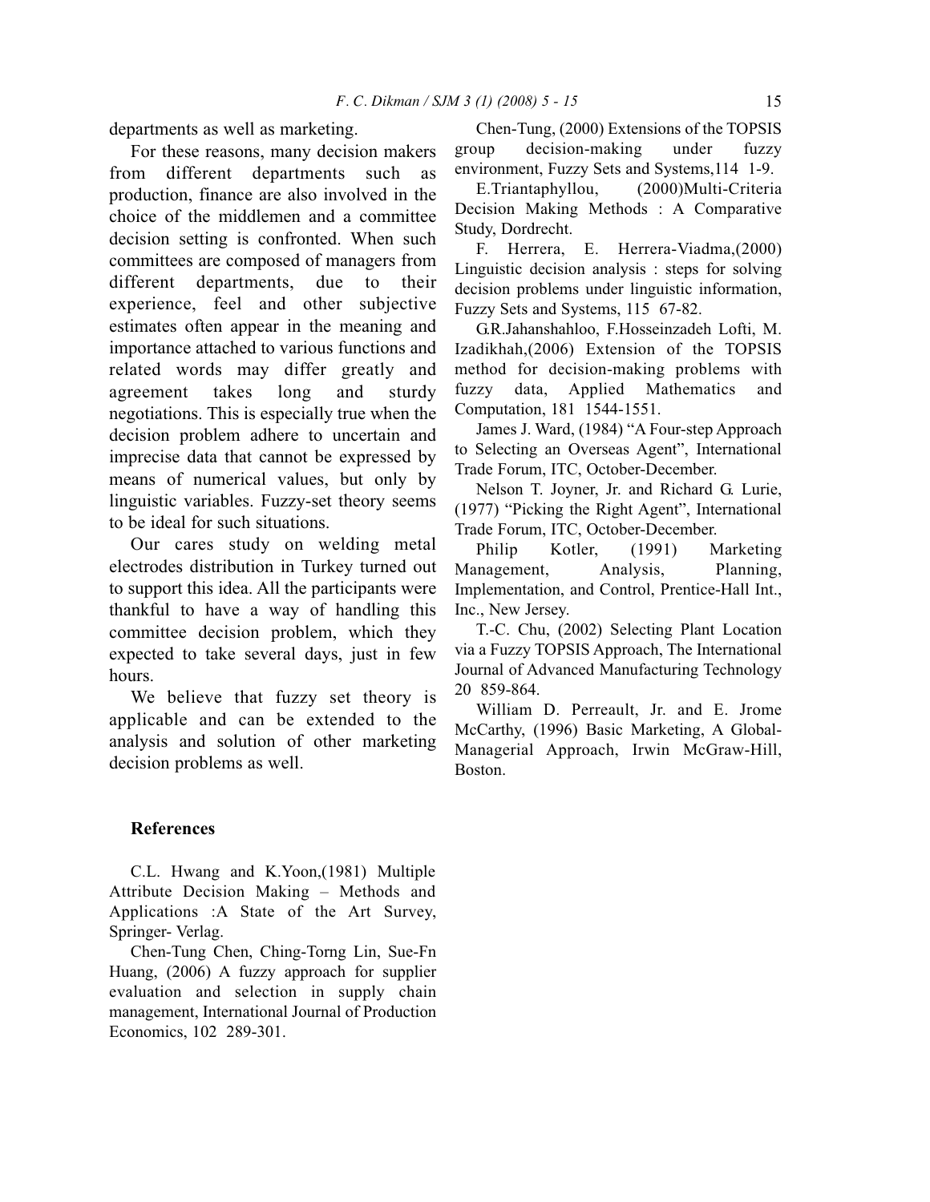departments as well as marketing.

For these reasons, many decision makers from different departments such as production, finance are also involved in the choice of the middlemen and a committee decision setting is confronted. When such committees are composed of managers from different departments, due to their experience, feel and other subjective estimates often appear in the meaning and importance attached to various functions and related words may differ greatly and agreement takes long and sturdy negotiations. This is especially true when the decision problem adhere to uncertain and imprecise data that cannot be expressed by means of numerical values, but only by linguistic variables. Fuzzy-set theory seems to be ideal for such situations.

Our cares study on welding metal electrodes distribution in Turkey turned out to support this idea. All the participants were thankful to have a way of handling this committee decision problem, which they expected to take several days, just in few hours.

We believe that fuzzy set theory is applicable and can be extended to the analysis and solution of other marketing decision problems as well.

## References

C.L. Hwang and K.Yoon,(1981) Multiple Attribute Decision Making – Methods and Applications :A State of the Art Survey, Springer- Verlag.

Chen-Tung Chen, Ching-Torng Lin, Sue-Fn Huang, (2006) A fuzzy approach for supplier evaluation and selection in supply chain management, International Journal of Production Economics, 102 289-301.

Chen-Tung, (2000) Extensions of the TOPSIS group decision-making under fuzzy environment, Fuzzy Sets and Systems,114 1-9.

E.Triantaphyllou, (2000)Multi-Criteria Decision Making Methods : A Comparative Study, Dordrecht.

F. Herrera, E. Herrera-Viadma,(2000) Linguistic decision analysis : steps for solving decision problems under linguistic information, Fuzzy Sets and Systems, 115 67-82.

G.R.Jahanshahloo, F.Hosseinzadeh Lofti, M. Izadikhah,(2006) Extension of the TOPSIS method for decision-making problems with fuzzy data, Applied Mathematics and Computation, 181 1544-1551.

James J. Ward, (1984) "A Four-step Approach to Selecting an Overseas Agent", International Trade Forum, ITC, October-December.

Nelson T. Joyner, Jr. and Richard G. Lurie, (1977) "Picking the Right Agent", International Trade Forum, ITC, October-December.

Philip Kotler, (1991) Marketing Management, Analysis, Planning, Implementation, and Control, Prentice-Hall Int., Inc., New Jersey.

T.-C. Chu, (2002) Selecting Plant Location via a Fuzzy TOPSIS Approach, The International Journal of Advanced Manufacturing Technology 20 859-864.

William D. Perreault, Jr. and E. Jrome McCarthy, (1996) Basic Marketing, A Global-Managerial Approach, Irwin McGraw-Hill, Boston.